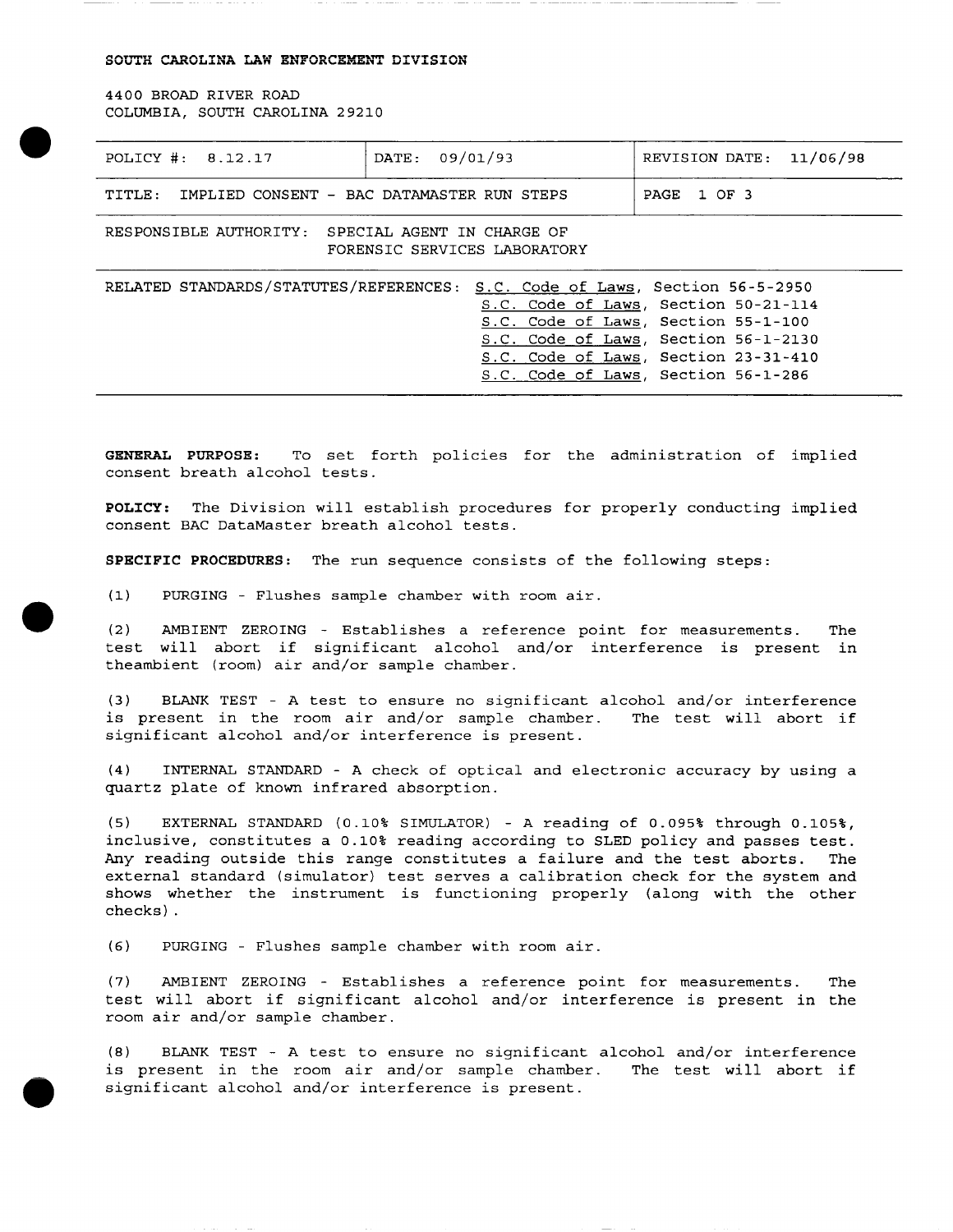**SOUTH CAROLINA LAW ENFORCEMENT DIVISION**

4400 BROAD RIVER ROAD
COLUMBIA, SOUTH CAROLINA 29210

| POLICY #: 8.12.17 | DATE: 09/01/93 | REVISION DATE: 11/06/98 |
|---|---|---|
| TITLE: IMPLIED CONSENT - BAC DATAMASTER RUN STEPS | | PAGE 1 OF 3 |

RESPONSIBLE AUTHORITY: SPECIAL AGENT IN CHARGE OF FORENSIC SERVICES LABORATORY

RELATED STANDARDS/STATUTES/REFERENCES:
S.C. Code of Laws, Section 56-5-2950
S.C. Code of Laws, Section 50-21-114
S.C. Code of Laws, Section 55-1-100
S.C. Code of Laws, Section 56-1-2130
S.C. Code of Laws, Section 23-31-410
S.C. Code of Laws, Section 56-1-286

**GENERAL PURPOSE:** To set forth policies for the administration of implied consent breath alcohol tests.

**POLICY:** The Division will establish procedures for properly conducting implied consent BAC DataMaster breath alcohol tests.

**SPECIFIC PROCEDURES:** The run sequence consists of the following steps:

(1) PURGING - Flushes sample chamber with room air.

(2) AMBIENT ZEROING - Establishes a reference point for measurements. The test will abort if significant alcohol and/or interference is present in theambient (room) air and/or sample chamber.

(3) BLANK TEST - A test to ensure no significant alcohol and/or interference is present in the room air and/or sample chamber. The test will abort if significant alcohol and/or interference is present.

(4) INTERNAL STANDARD - A check of optical and electronic accuracy by using a quartz plate of known infrared absorption.

(5) EXTERNAL STANDARD (0.10% SIMULATOR) - A reading of 0.095% through 0.105%, inclusive, constitutes a 0.10% reading according to SLED policy and passes test. Any reading outside this range constitutes a failure and the test aborts. The external standard (simulator) test serves a calibration check for the system and shows whether the instrument is functioning properly (along with the other checks).

(6) PURGING - Flushes sample chamber with room air.

(7) AMBIENT ZEROING - Establishes a reference point for measurements. The test will abort if significant alcohol and/or interference is present in the room air and/or sample chamber.

(8) BLANK TEST - A test to ensure no significant alcohol and/or interference is present in the room air and/or sample chamber. The test will abort if significant alcohol and/or interference is present.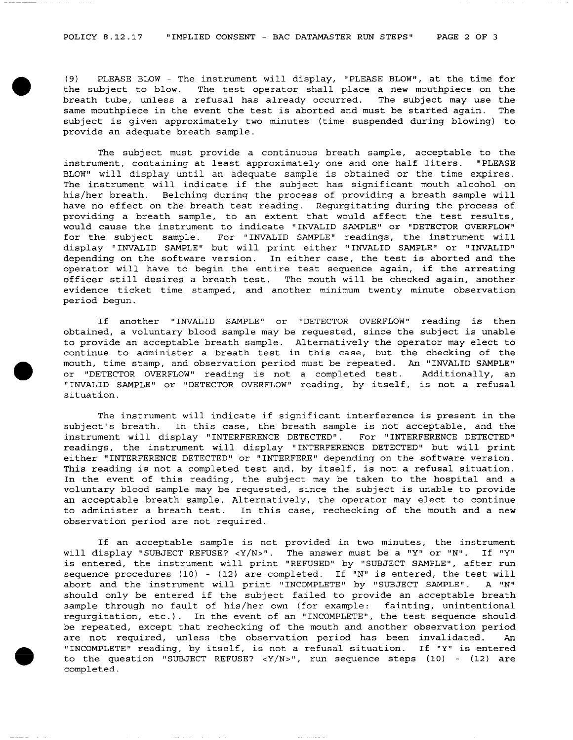(9) PLEASE BLOW - The instrument will display, "PLEASE BLOW", at the time for the subject to blow. The test operator shall place a new mouthpiece on the breath tube, unless a refusal has already occurred. The subject may use the same mouthpiece in the event the test is aborted and must be started again. The subject is given approximately two minutes (time suspended during blowing) to provide an adequate breath sample.

The subject must provide a continuous breath sample, acceptable to the instrument, containing at least approximately one and one half liters. "PLEASE BLOW" will display until an adequate sample is obtained or the time expires. The instrument will indicate if the subject has significant mouth alcohol on his/her breath. Belching during the process of providing a breath sample will have no effect on the breath test reading. Regurgitating during the process of providing a breath sample, to an extent that would affect the test results, would cause the instrument to indicate "INVALID SAMPLE" or "DETECTOR OVERFLOW" for the subject sample. For "INVALID SAMPLE" readings, the instrument will display "INVALID SAMPLE" but will print either "INVALID SAMPLE" or "INVALID" depending on the software version. In either case, the test is aborted and the operator will have to begin the entire test sequence again, if the arresting officer still desires a breath test. The mouth will be checked again, another evidence ticket time stamped, and another minimum twenty minute observation period begun.

If another "INVALID SAMPLE" or "DETECTOR OVERFLOW" reading is then obtained, a voluntary blood sample may be requested, since the subject is unable to provide an acceptable breath sample. Alternatively the operator may elect to continue to administer a breath test in this case, but the checking of the mouth, time stamp, and observation period must be repeated. An "INVALID SAMPLE" or "DETECTOR OVERFLOW" reading is not a completed test. Additionally, an "INVALID SAMPLE" or "DETECTOR OVERFLOW" reading, by itself, is not a refusal situation.

The instrument will indicate if significant interference is present in the subject's breath. In this case, the breath sample is not acceptable, and the instrument will display "INTERFERENCE DETECTED". For "INTERFERENCE DETECTED" readings, the instrument will display "INTERFERENCE DETECTED" but will print either "INTERFERENCE DETECTED" or "INTERFERE" depending on the software version. This reading is not a completed test and, by itself, is not a refusal situation. In the event of this reading, the subject may be taken to the hospital and a voluntary blood sample may be requested, since the subject is unable to provide an acceptable breath sample. Alternatively, the operator may elect to continue to administer a breath test. In this case, rechecking of the mouth and a new observation period are not required.

If an acceptable sample is not provided in two minutes, the instrument will display "SUBJECT REFUSE? <Y/N>". The answer must be a "Y" or "N". If "Y" is entered, the instrument will print "REFUSED" by "SUBJECT SAMPLE", after run sequence procedures (10) - (12) are completed. If "N" is entered, the test will abort and the instrument will print "INCOMPLETE" by "SUBJECT SAMPLE". A "N" should only be entered if the subject failed to provide an acceptable breath sample through no fault of his/her own (for example: fainting, unintentional regurgitation, etc.). In the event of an "INCOMPLETE", the test sequence should be repeated, except that rechecking of the mouth and another observation period are not required, unless the observation period has been invalidated. An "INCOMPLETE" reading, by itself, is not a refusal situation. If "Y" is entered to the question "SUBJECT REFUSE? <Y/N>", run sequence steps (10) - (12) are completed.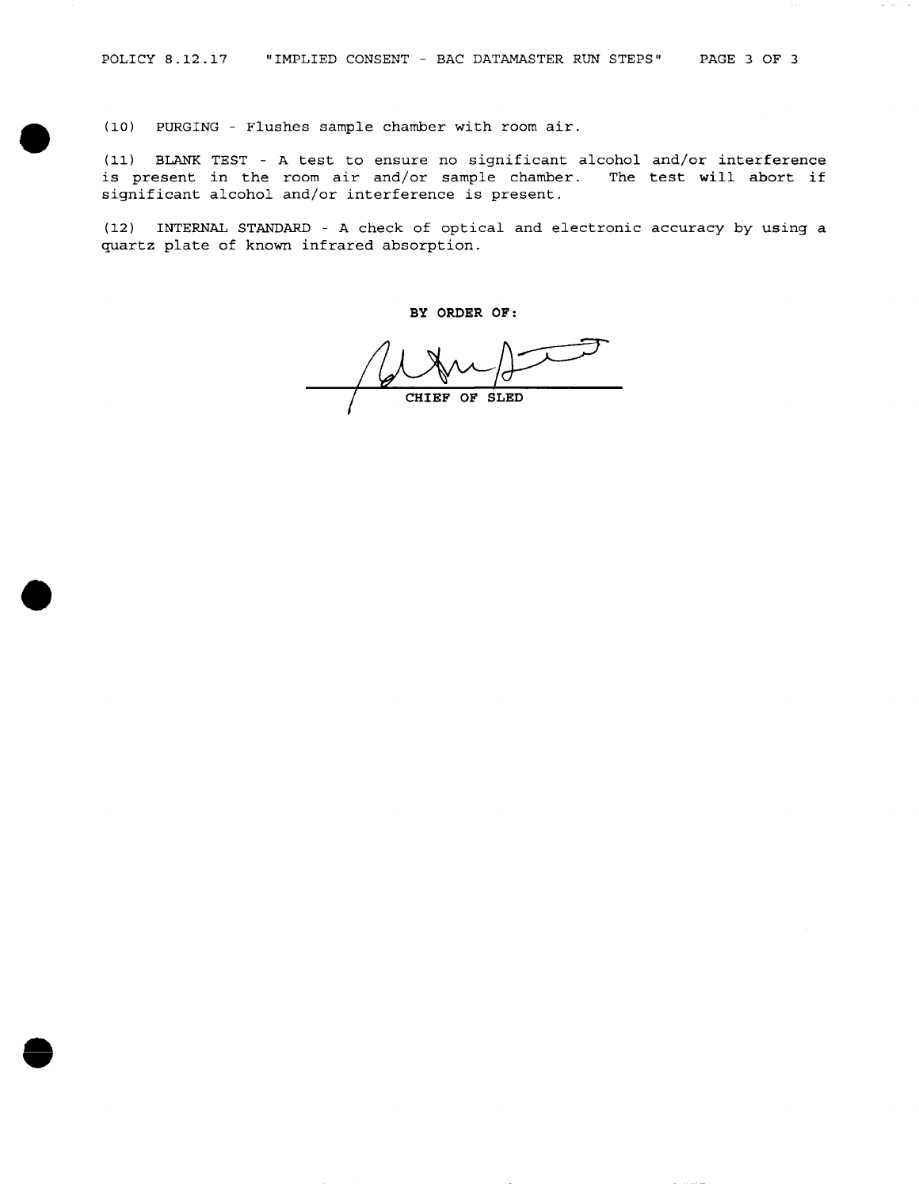(10) PURGING - Flushes sample chamber with room air.

(11) BLANK TEST - A test to ensure no significant alcohol and/or interference is present in the room air and/or sample chamber. The test will abort if significant alcohol and/or interference is present.

(12) INTERNAL STANDARD - A check of optical and electronic accuracy by using a quartz plate of known infrared absorption.

**BY ORDER OF:**

**CHIEF OF SLED**